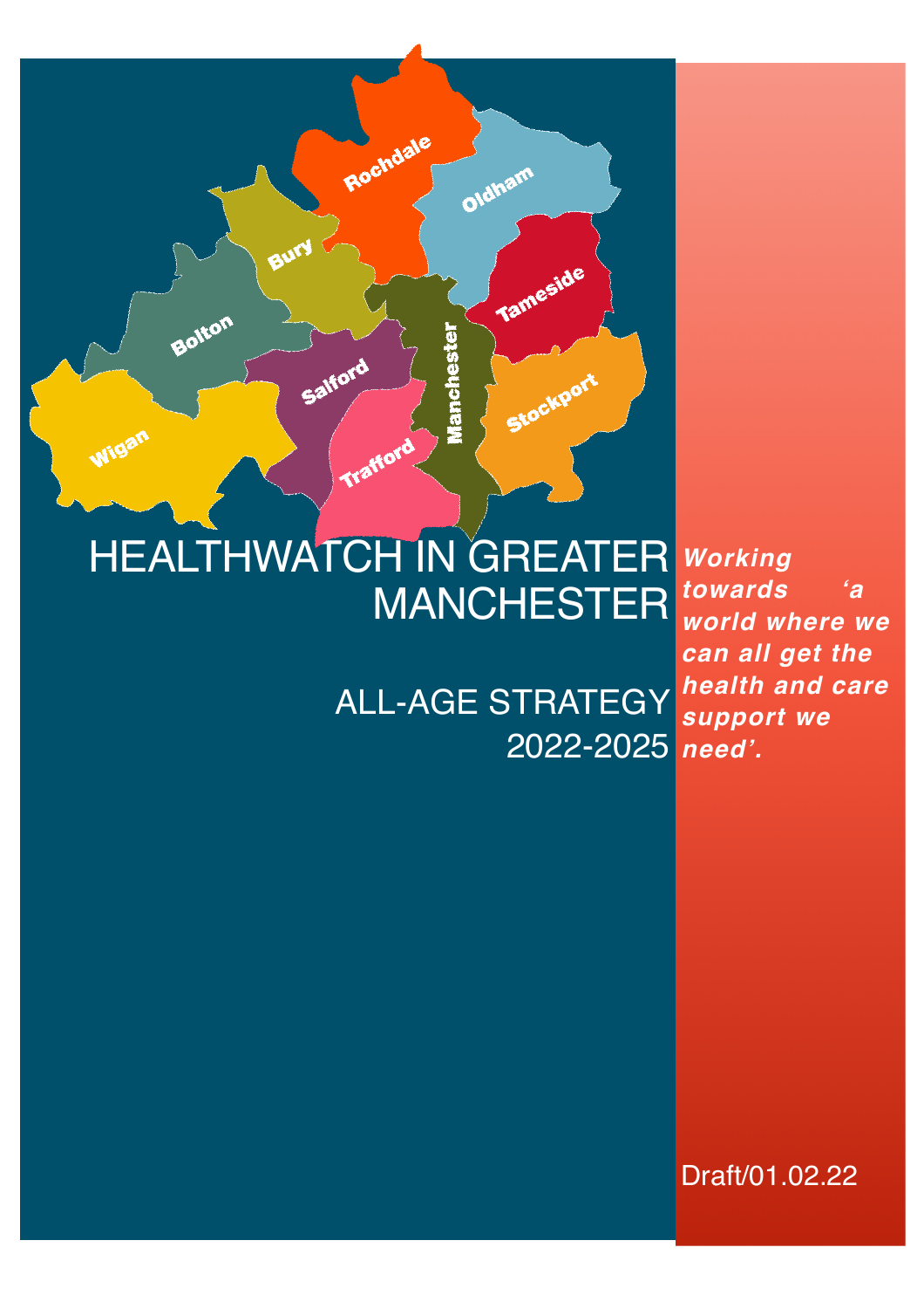# HEALTHWATCH IN GREATER MANCHESTER

## ALL-AGE STRATEGY 2022-2025

***Working towards 'a world where we can all get the health and care support we need'.***

Draft/01.02.22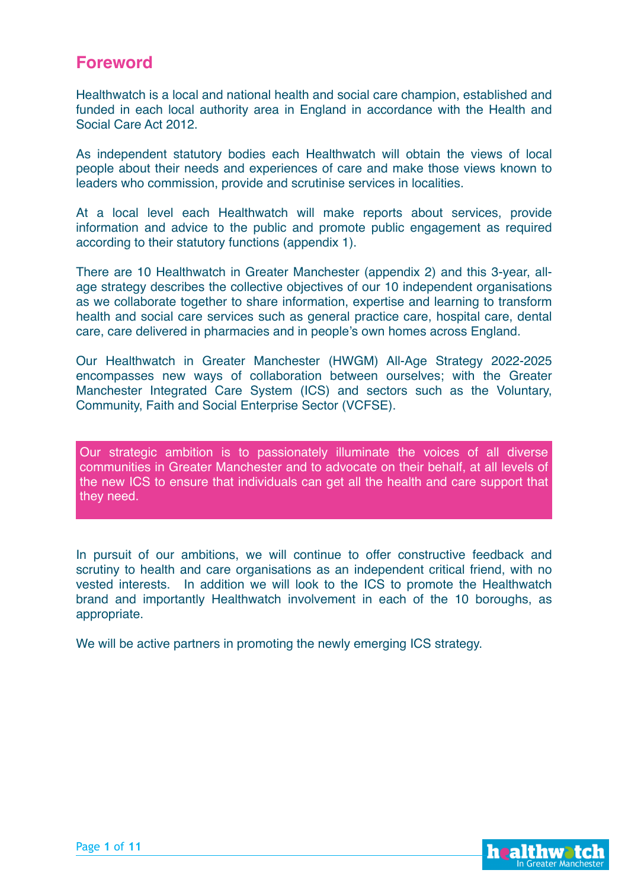# Foreword

Healthwatch is a local and national health and social care champion, established and funded in each local authority area in England in accordance with the Health and Social Care Act 2012.

As independent statutory bodies each Healthwatch will obtain the views of local people about their needs and experiences of care and make those views known to leaders who commission, provide and scrutinise services in localities.

At a local level each Healthwatch will make reports about services, provide information and advice to the public and promote public engagement as required according to their statutory functions (appendix 1).

There are 10 Healthwatch in Greater Manchester (appendix 2) and this 3-year, all-age strategy describes the collective objectives of our 10 independent organisations as we collaborate together to share information, expertise and learning to transform health and social care services such as general practice care, hospital care, dental care, care delivered in pharmacies and in people's own homes across England.

Our Healthwatch in Greater Manchester (HWGM) All-Age Strategy 2022-2025 encompasses new ways of collaboration between ourselves; with the Greater Manchester Integrated Care System (ICS) and sectors such as the Voluntary, Community, Faith and Social Enterprise Sector (VCFSE).

> Our strategic ambition is to passionately illuminate the voices of all diverse communities in Greater Manchester and to advocate on their behalf, at all levels of the new ICS to ensure that individuals can get all the health and care support that they need.

In pursuit of our ambitions, we will continue to offer constructive feedback and scrutiny to health and care organisations as an independent critical friend, with no vested interests. In addition we will look to the ICS to promote the Healthwatch brand and importantly Healthwatch involvement in each of the 10 boroughs, as appropriate.

We will be active partners in promoting the newly emerging ICS strategy.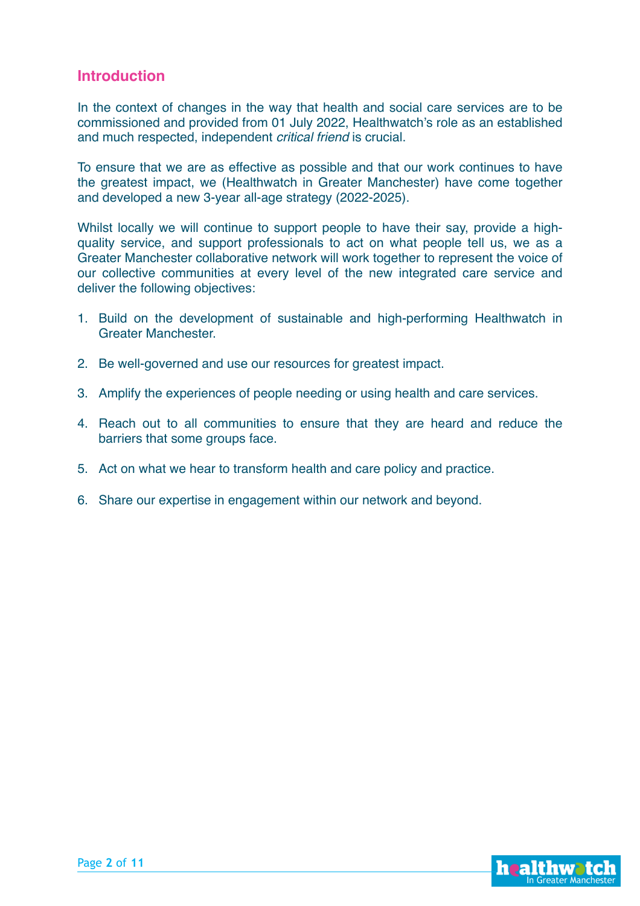## Introduction

In the context of changes in the way that health and social care services are to be commissioned and provided from 01 July 2022, Healthwatch's role as an established and much respected, independent *critical friend* is crucial.

To ensure that we are as effective as possible and that our work continues to have the greatest impact, we (Healthwatch in Greater Manchester) have come together and developed a new 3-year all-age strategy (2022-2025).

Whilst locally we will continue to support people to have their say, provide a high-quality service, and support professionals to act on what people tell us, we as a Greater Manchester collaborative network will work together to represent the voice of our collective communities at every level of the new integrated care service and deliver the following objectives:

1. Build on the development of sustainable and high-performing Healthwatch in Greater Manchester.

2. Be well-governed and use our resources for greatest impact.

3. Amplify the experiences of people needing or using health and care services.

4. Reach out to all communities to ensure that they are heard and reduce the barriers that some groups face.

5. Act on what we hear to transform health and care policy and practice.

6. Share our expertise in engagement within our network and beyond.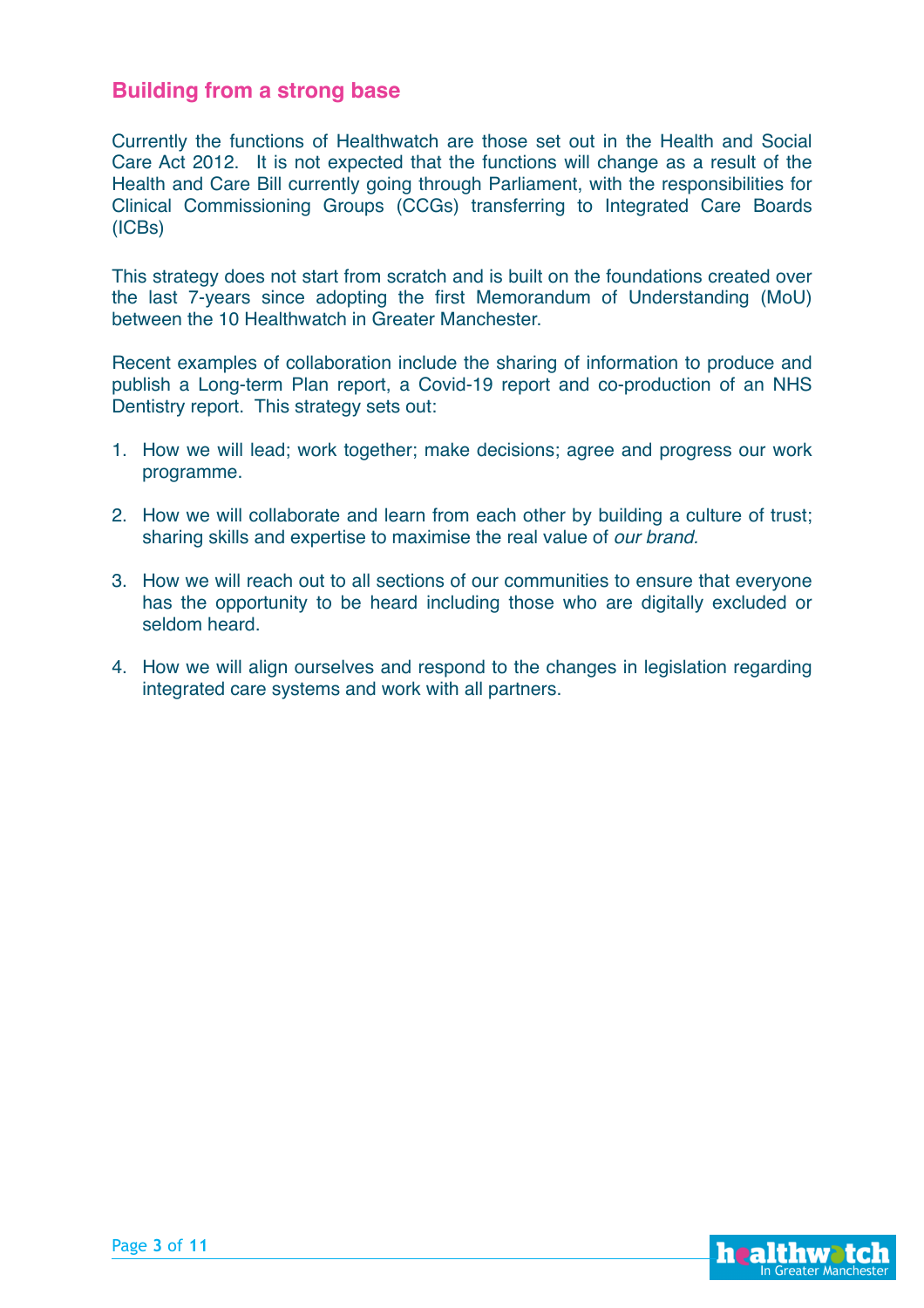## Building from a strong base

Currently the functions of Healthwatch are those set out in the Health and Social Care Act 2012. It is not expected that the functions will change as a result of the Health and Care Bill currently going through Parliament, with the responsibilities for Clinical Commissioning Groups (CCGs) transferring to Integrated Care Boards (ICBs)

This strategy does not start from scratch and is built on the foundations created over the last 7-years since adopting the first Memorandum of Understanding (MoU) between the 10 Healthwatch in Greater Manchester.

Recent examples of collaboration include the sharing of information to produce and publish a Long-term Plan report, a Covid-19 report and co-production of an NHS Dentistry report. This strategy sets out:

1. How we will lead; work together; make decisions; agree and progress our work programme.
2. How we will collaborate and learn from each other by building a culture of trust; sharing skills and expertise to maximise the real value of *our brand.*
3. How we will reach out to all sections of our communities to ensure that everyone has the opportunity to be heard including those who are digitally excluded or seldom heard.
4. How we will align ourselves and respond to the changes in legislation regarding integrated care systems and work with all partners.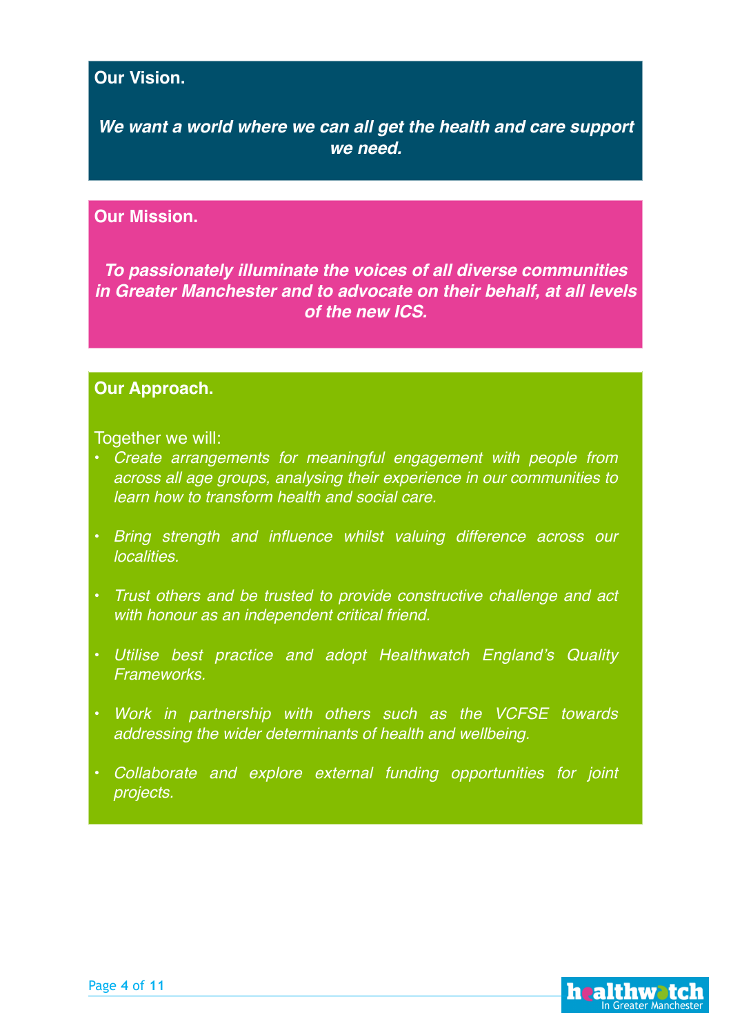## Our Vision.

***We want a world where we can all get the health and care support we need.***

## Our Mission.

***To passionately illuminate the voices of all diverse communities in Greater Manchester and to advocate on their behalf, at all levels of the new ICS.***

## Our Approach.

Together we will:

- *Create arrangements for meaningful engagement with people from across all age groups, analysing their experience in our communities to learn how to transform health and social care.*
- *Bring strength and influence whilst valuing difference across our localities.*
- *Trust others and be trusted to provide constructive challenge and act with honour as an independent critical friend.*
- *Utilise best practice and adopt Healthwatch England's Quality Frameworks.*
- *Work in partnership with others such as the VCFSE towards addressing the wider determinants of health and wellbeing.*
- *Collaborate and explore external funding opportunities for joint projects.*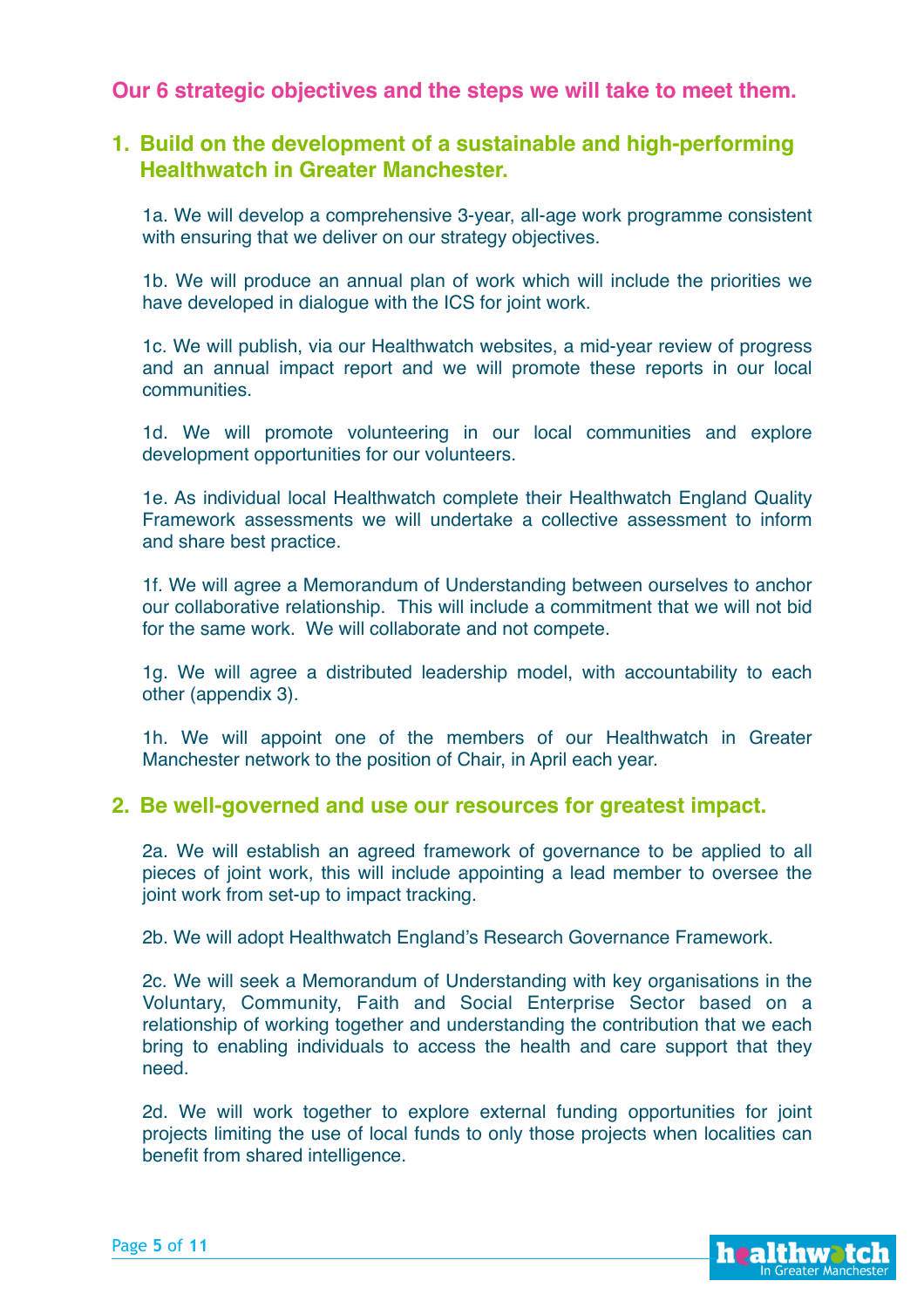## Our 6 strategic objectives and the steps we will take to meet them.

### 1. Build on the development of a sustainable and high-performing Healthwatch in Greater Manchester.

1a. We will develop a comprehensive 3-year, all-age work programme consistent with ensuring that we deliver on our strategy objectives.

1b. We will produce an annual plan of work which will include the priorities we have developed in dialogue with the ICS for joint work.

1c. We will publish, via our Healthwatch websites, a mid-year review of progress and an annual impact report and we will promote these reports in our local communities.

1d. We will promote volunteering in our local communities and explore development opportunities for our volunteers.

1e. As individual local Healthwatch complete their Healthwatch England Quality Framework assessments we will undertake a collective assessment to inform and share best practice.

1f. We will agree a Memorandum of Understanding between ourselves to anchor our collaborative relationship. This will include a commitment that we will not bid for the same work. We will collaborate and not compete.

1g. We will agree a distributed leadership model, with accountability to each other (appendix 3).

1h. We will appoint one of the members of our Healthwatch in Greater Manchester network to the position of Chair, in April each year.

### 2. Be well-governed and use our resources for greatest impact.

2a. We will establish an agreed framework of governance to be applied to all pieces of joint work, this will include appointing a lead member to oversee the joint work from set-up to impact tracking.

2b. We will adopt Healthwatch England's Research Governance Framework.

2c. We will seek a Memorandum of Understanding with key organisations in the Voluntary, Community, Faith and Social Enterprise Sector based on a relationship of working together and understanding the contribution that we each bring to enabling individuals to access the health and care support that they need.

2d. We will work together to explore external funding opportunities for joint projects limiting the use of local funds to only those projects when localities can benefit from shared intelligence.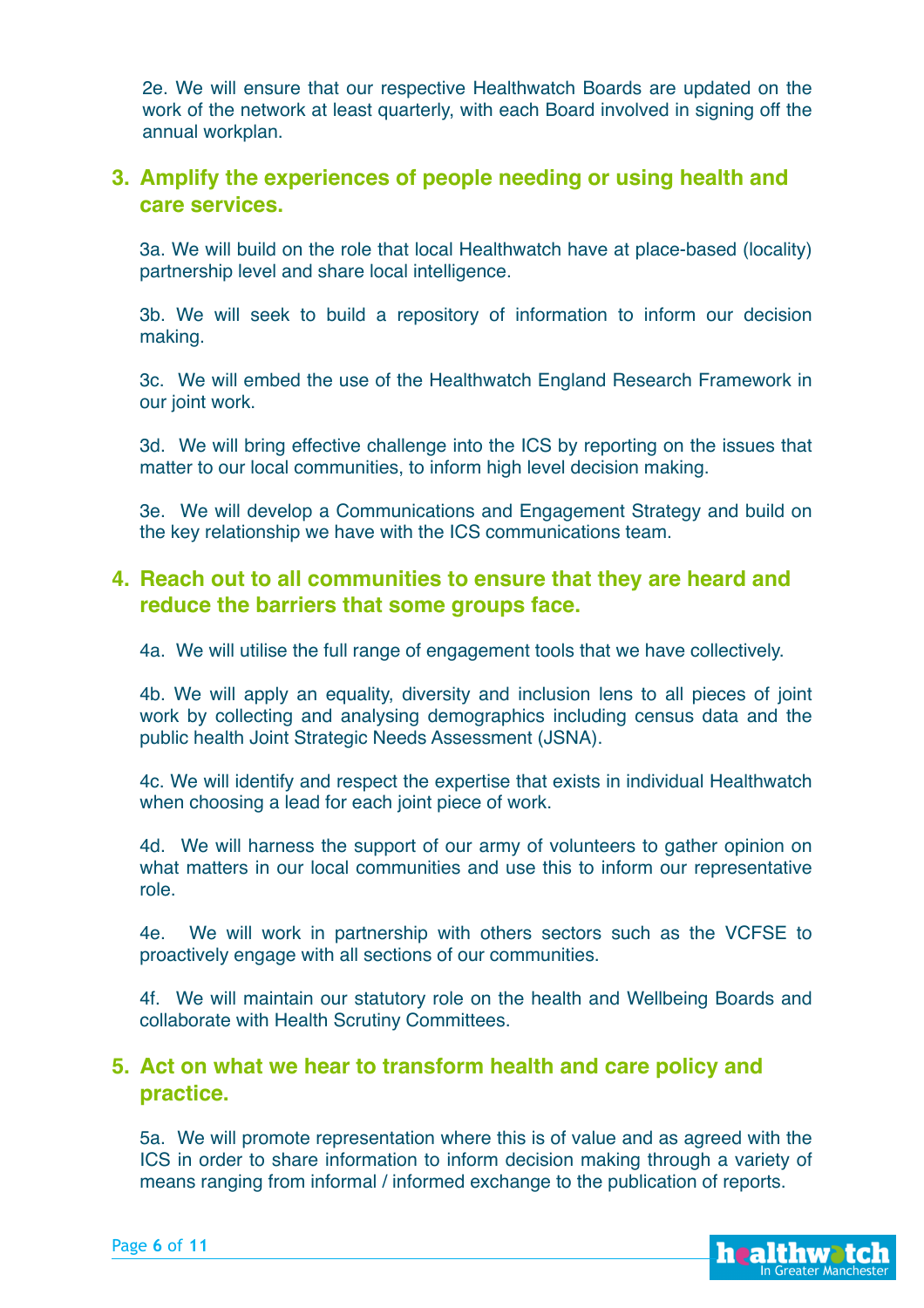2e. We will ensure that our respective Healthwatch Boards are updated on the work of the network at least quarterly, with each Board involved in signing off the annual workplan.

## 3. Amplify the experiences of people needing or using health and care services.

3a. We will build on the role that local Healthwatch have at place-based (locality) partnership level and share local intelligence.

3b. We will seek to build a repository of information to inform our decision making.

3c. We will embed the use of the Healthwatch England Research Framework in our joint work.

3d. We will bring effective challenge into the ICS by reporting on the issues that matter to our local communities, to inform high level decision making.

3e. We will develop a Communications and Engagement Strategy and build on the key relationship we have with the ICS communications team.

## 4. Reach out to all communities to ensure that they are heard and reduce the barriers that some groups face.

4a. We will utilise the full range of engagement tools that we have collectively.

4b. We will apply an equality, diversity and inclusion lens to all pieces of joint work by collecting and analysing demographics including census data and the public health Joint Strategic Needs Assessment (JSNA).

4c. We will identify and respect the expertise that exists in individual Healthwatch when choosing a lead for each joint piece of work.

4d. We will harness the support of our army of volunteers to gather opinion on what matters in our local communities and use this to inform our representative role.

4e. We will work in partnership with others sectors such as the VCFSE to proactively engage with all sections of our communities.

4f. We will maintain our statutory role on the health and Wellbeing Boards and collaborate with Health Scrutiny Committees.

## 5. Act on what we hear to transform health and care policy and practice.

5a. We will promote representation where this is of value and as agreed with the ICS in order to share information to inform decision making through a variety of means ranging from informal / informed exchange to the publication of reports.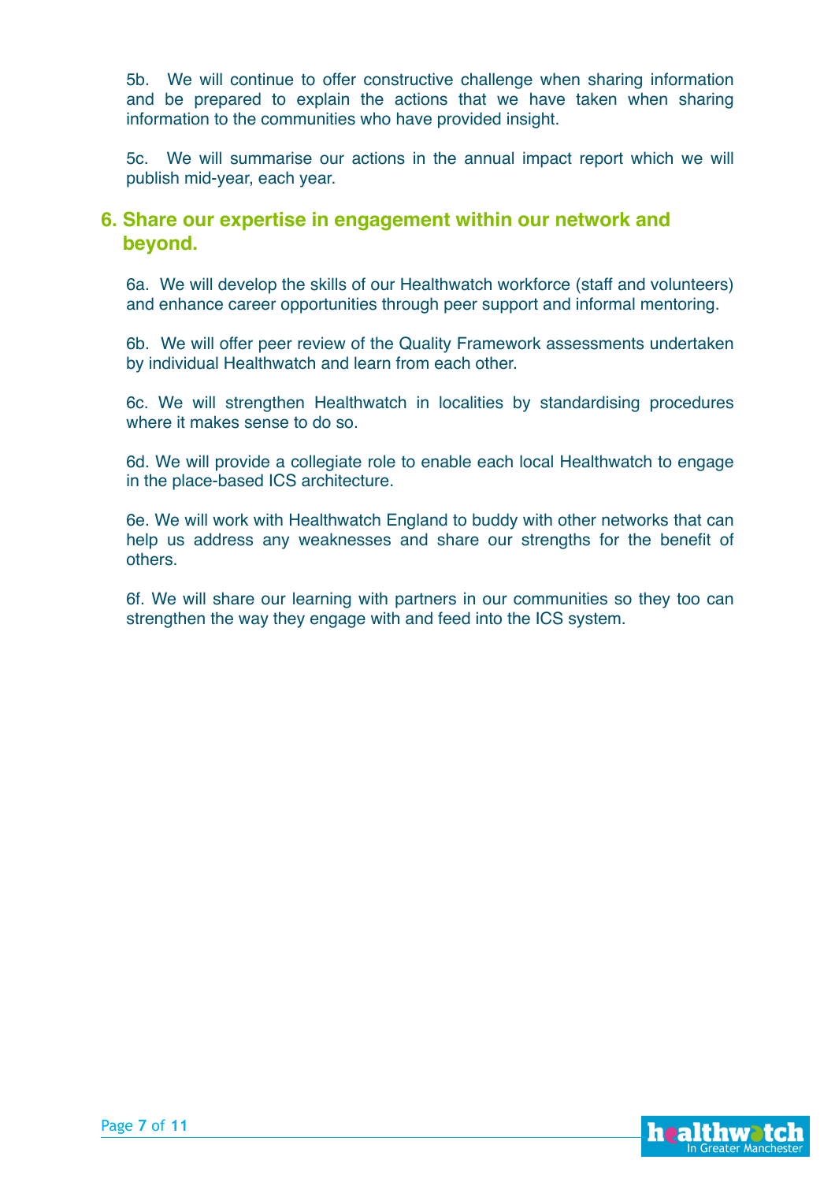5b. We will continue to offer constructive challenge when sharing information and be prepared to explain the actions that we have taken when sharing information to the communities who have provided insight.

5c. We will summarise our actions in the annual impact report which we will publish mid-year, each year.

## 6. Share our expertise in engagement within our network and beyond.

6a. We will develop the skills of our Healthwatch workforce (staff and volunteers) and enhance career opportunities through peer support and informal mentoring.

6b. We will offer peer review of the Quality Framework assessments undertaken by individual Healthwatch and learn from each other.

6c. We will strengthen Healthwatch in localities by standardising procedures where it makes sense to do so.

6d. We will provide a collegiate role to enable each local Healthwatch to engage in the place-based ICS architecture.

6e. We will work with Healthwatch England to buddy with other networks that can help us address any weaknesses and share our strengths for the benefit of others.

6f. We will share our learning with partners in our communities so they too can strengthen the way they engage with and feed into the ICS system.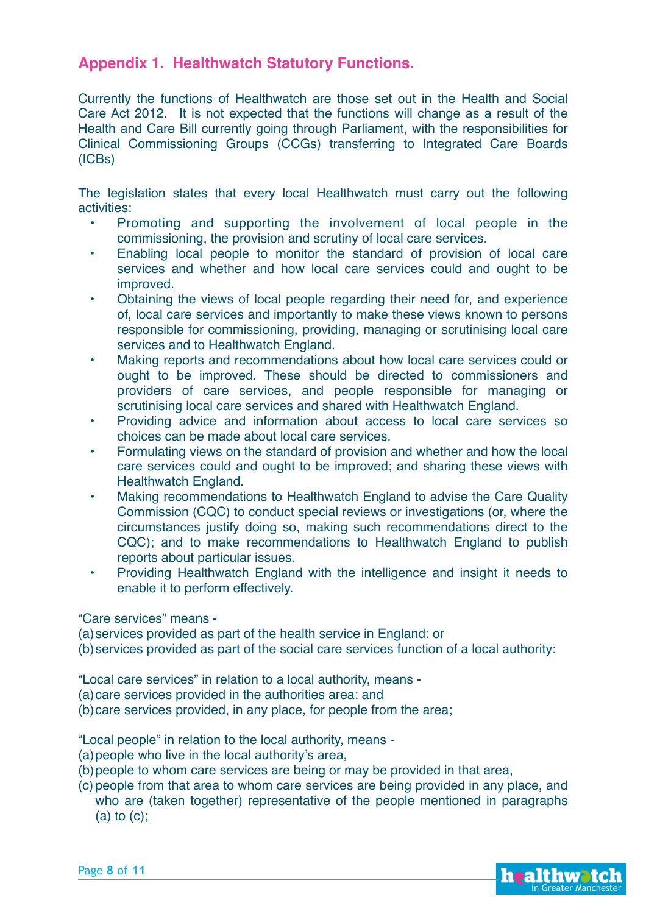## Appendix 1. Healthwatch Statutory Functions.

Currently the functions of Healthwatch are those set out in the Health and Social Care Act 2012. It is not expected that the functions will change as a result of the Health and Care Bill currently going through Parliament, with the responsibilities for Clinical Commissioning Groups (CCGs) transferring to Integrated Care Boards (ICBs)

The legislation states that every local Healthwatch must carry out the following activities:

- Promoting and supporting the involvement of local people in the commissioning, the provision and scrutiny of local care services.
- Enabling local people to monitor the standard of provision of local care services and whether and how local care services could and ought to be improved.
- Obtaining the views of local people regarding their need for, and experience of, local care services and importantly to make these views known to persons responsible for commissioning, providing, managing or scrutinising local care services and to Healthwatch England.
- Making reports and recommendations about how local care services could or ought to be improved. These should be directed to commissioners and providers of care services, and people responsible for managing or scrutinising local care services and shared with Healthwatch England.
- Providing advice and information about access to local care services so choices can be made about local care services.
- Formulating views on the standard of provision and whether and how the local care services could and ought to be improved; and sharing these views with Healthwatch England.
- Making recommendations to Healthwatch England to advise the Care Quality Commission (CQC) to conduct special reviews or investigations (or, where the circumstances justify doing so, making such recommendations direct to the CQC); and to make recommendations to Healthwatch England to publish reports about particular issues.
- Providing Healthwatch England with the intelligence and insight it needs to enable it to perform effectively.

"Care services" means -
(a) services provided as part of the health service in England: or
(b) services provided as part of the social care services function of a local authority:

"Local care services" in relation to a local authority, means -
(a) care services provided in the authorities area: and
(b) care services provided, in any place, for people from the area;

"Local people" in relation to the local authority, means -
(a) people who live in the local authority's area,
(b) people to whom care services are being or may be provided in that area,
(c) people from that area to whom care services are being provided in any place, and who are (taken together) representative of the people mentioned in paragraphs (a) to (c);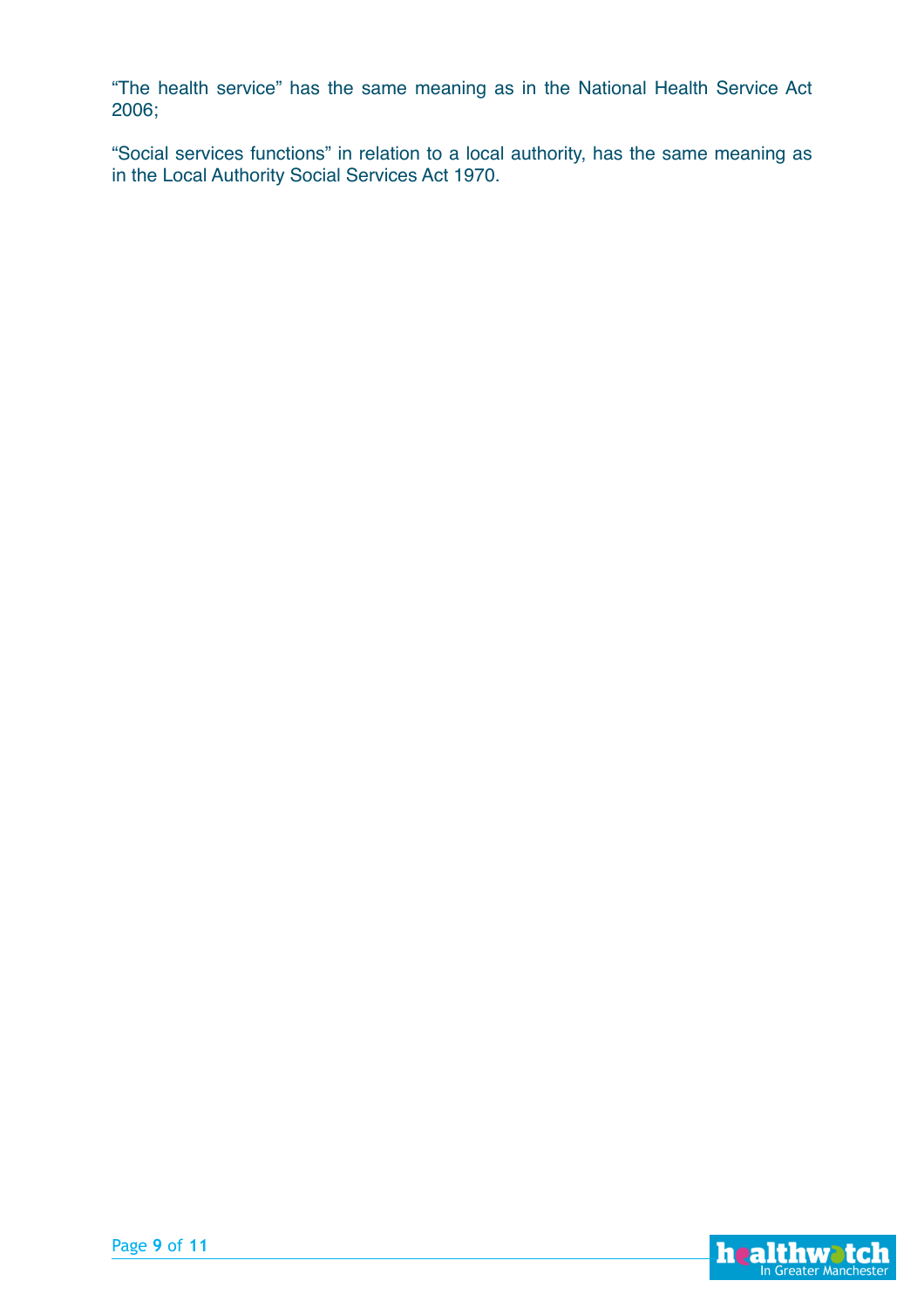"The health service" has the same meaning as in the National Health Service Act 2006;

"Social services functions" in relation to a local authority, has the same meaning as in the Local Authority Social Services Act 1970.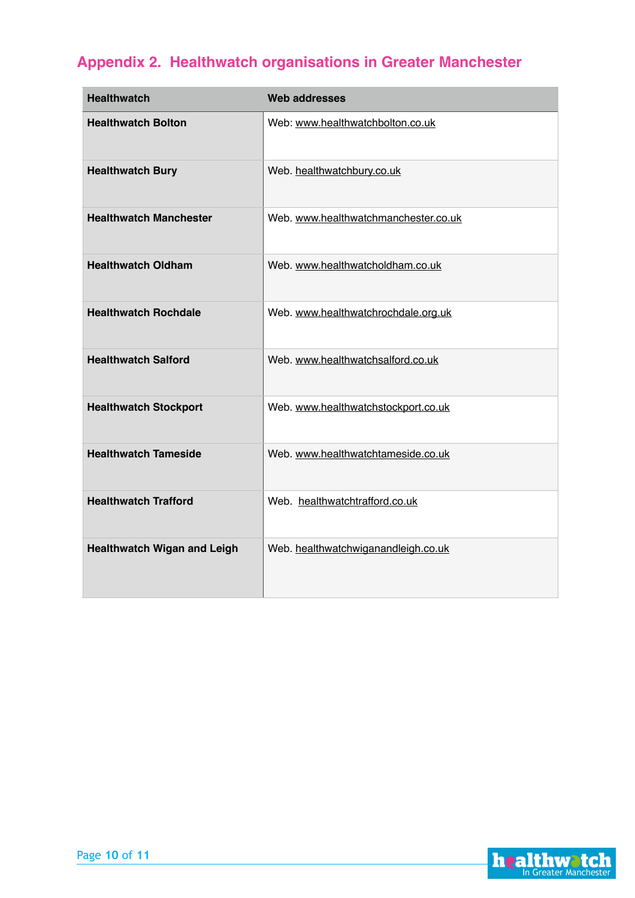## Appendix 2. Healthwatch organisations in Greater Manchester

| Healthwatch | Web addresses |
|---|---|
| **Healthwatch Bolton** | Web: www.healthwatchbolton.co.uk |
| **Healthwatch Bury** | Web. healthwatchbury.co.uk |
| **Healthwatch Manchester** | Web. www.healthwatchmanchester.co.uk |
| **Healthwatch Oldham** | Web. www.healthwatcholdham.co.uk |
| **Healthwatch Rochdale** | Web. www.healthwatchrochdale.org.uk |
| **Healthwatch Salford** | Web. www.healthwatchsalford.co.uk |
| **Healthwatch Stockport** | Web. www.healthwatchstockport.co.uk |
| **Healthwatch Tameside** | Web. www.healthwatchtameside.co.uk |
| **Healthwatch Trafford** | Web. healthwatchtrafford.co.uk |
| **Healthwatch Wigan and Leigh** | Web. healthwatchwiganandleigh.co.uk |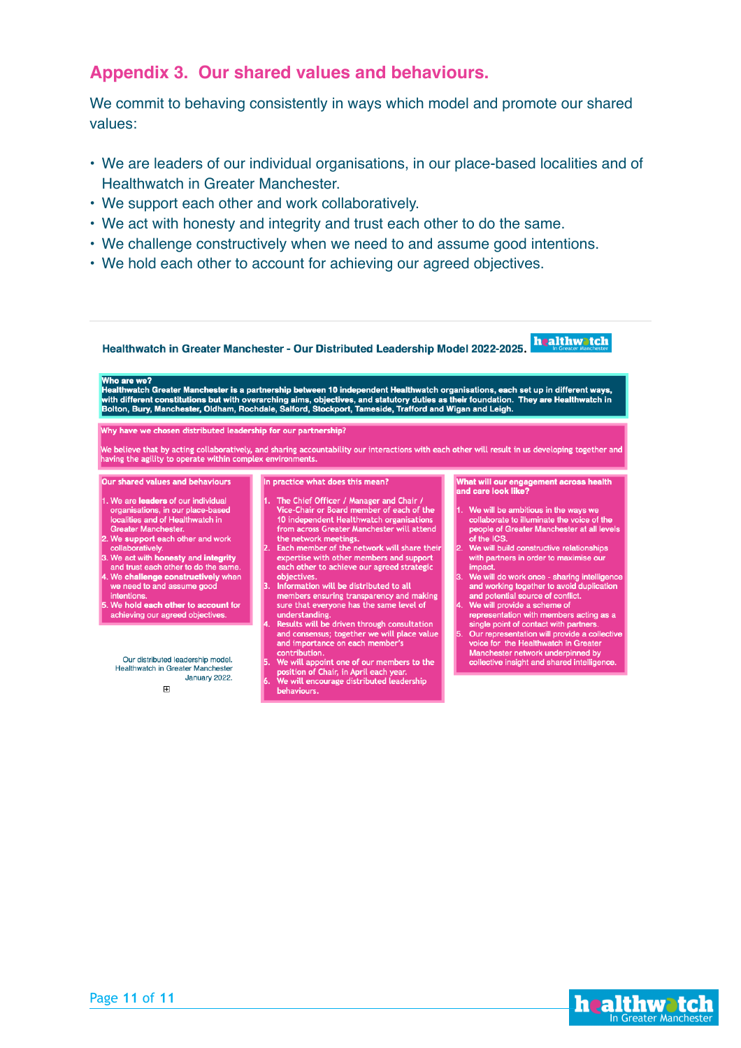## Appendix 3. Our shared values and behaviours.

We commit to behaving consistently in ways which model and promote our shared values:

- We are leaders of our individual organisations, in our place-based localities and of Healthwatch in Greater Manchester.
- We support each other and work collaboratively.
- We act with honesty and integrity and trust each other to do the same.
- We challenge constructively when we need to and assume good intentions.
- We hold each other to account for achieving our agreed objectives.

---

### Healthwatch in Greater Manchester - Our Distributed Leadership Model 2022-2025.

**Who are we?**
**Healthwatch Greater Manchester is a partnership between 10 independent Healthwatch organisations, each set up in different ways, with different constitutions but with overarching aims, objectives, and statutory duties as their foundation. They are Healthwatch in Bolton, Bury, Manchester, Oldham, Rochdale, Salford, Stockport, Tameside, Trafford and Wigan and Leigh.**

**Why have we chosen distributed leadership for our partnership?**

**We believe that by acting collaboratively, and sharing accountability our interactions with each other will result in us developing together and having the agility to operate within complex environments.**

**Our shared values and behaviours**

1. We are **leaders** of our individual organisations, in our place-based localities and of Healthwatch in Greater Manchester.
2. We **support** each other and work collaboratively.
3. We act with **honesty** and **integrity** and trust each other to do the same.
4. We **challenge constructively** when we need to and assume good intentions.
5. We hold **each other to account** for achieving our agreed objectives.

**In practice what does this mean?**

1. The Chief Officer / Manager and Chair / Vice-Chair or Board member of each of the 10 independent Healthwatch organisations from across Greater Manchester will attend the network meetings.
2. Each member of the network will share their expertise with other members and support each other to achieve our agreed strategic objectives.
3. Information will be distributed to all members ensuring transparency and making sure that everyone has the same level of understanding.
4. Results will be driven through consultation and consensus; together we will place value and importance on each member's contribution.
5. We will appoint one of our members to the position of Chair, in April each year.
6. We will encourage distributed leadership behaviours.

**What will our engagement across health and care look like?**

1. We will be ambitious in the ways we collaborate to illuminate the voice of the people of Greater Manchester at all levels of the ICS.
2. We will build constructive relationships with partners in order to maximise our impact.
3. We will do work once - sharing intelligence and working together to avoid duplication and potential source of conflict.
4. We will provide a scheme of representation with members acting as a single point of contact with partners.
5. Our representation will provide a collective voice for the Healthwatch in Greater Manchester network underpinned by collective insight and shared intelligence.

Our distributed leadership model.
Healthwatch in Greater Manchester
January 2022.